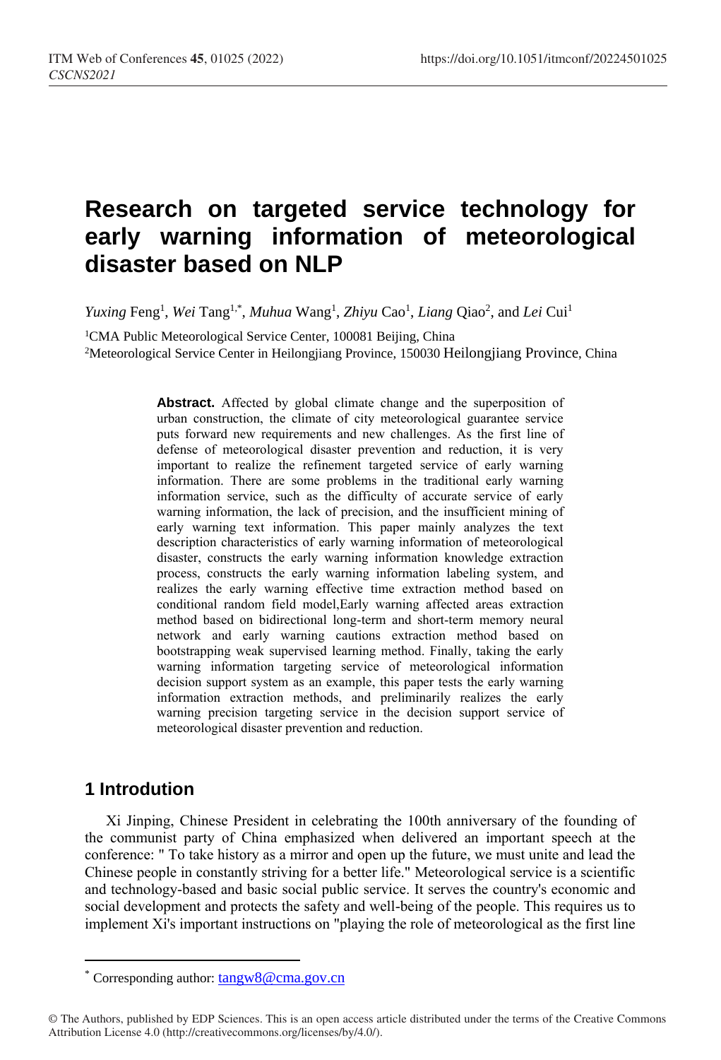# Research on targeted service technology for early warning information of meteorological disaster based on NLP

*Yuxing* Feng[1], *Wei* Tang[1,*], *Muhua* Wang[1], *Zhiyu* Cao[1], *Liang* Qiao[2], and *Lei* Cui[1]

[1]CMA Public Meteorological Service Center, 100081 Beijing, China

[2]Meteorological Service Center in Heilongjiang Province, 150030 Heilongjiang Province, China

**Abstract.** Affected by global climate change and the superposition of urban construction, the climate of city meteorological guarantee service puts forward new requirements and new challenges. As the first line of defense of meteorological disaster prevention and reduction, it is very important to realize the refinement targeted service of early warning information. There are some problems in the traditional early warning information service, such as the difficulty of accurate service of early warning information, the lack of precision, and the insufficient mining of early warning text information. This paper mainly analyzes the text description characteristics of early warning information of meteorological disaster, constructs the early warning information knowledge extraction process, constructs the early warning information labeling system, and realizes the early warning effective time extraction method based on conditional random field model,Early warning affected areas extraction method based on bidirectional long-term and short-term memory neural network and early warning cautions extraction method based on bootstrapping weak supervised learning method. Finally, taking the early warning information targeting service of meteorological information decision support system as an example, this paper tests the early warning information extraction methods, and preliminarily realizes the early warning precision targeting service in the decision support service of meteorological disaster prevention and reduction.

## 1 Introdution

Xi Jinping, Chinese President in celebrating the 100th anniversary of the founding of the communist party of China emphasized when delivered an important speech at the conference: " To take history as a mirror and open up the future, we must unite and lead the Chinese people in constantly striving for a better life." Meteorological service is a scientific and technology-based and basic social public service. It serves the country's economic and social development and protects the safety and well-being of the people. This requires us to implement Xi's important instructions on "playing the role of meteorological as the first line

---

[*] Corresponding author: tangw8@cma.gov.cn

© The Authors, published by EDP Sciences. This is an open access article distributed under the terms of the Creative Commons Attribution License 4.0 (http://creativecommons.org/licenses/by/4.0/).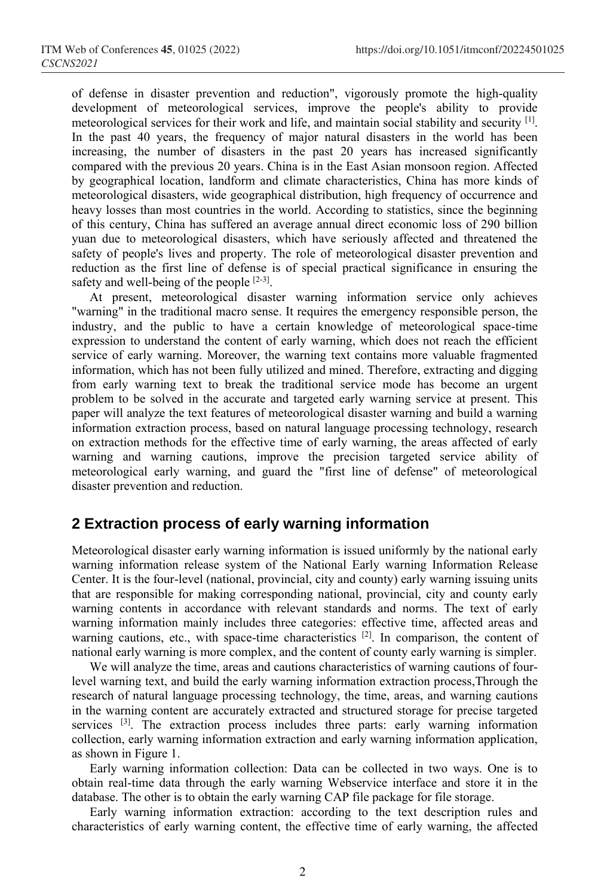of defense in disaster prevention and reduction", vigorously promote the high-quality development of meteorological services, improve the people's ability to provide meteorological services for their work and life, and maintain social stability and security [1]. In the past 40 years, the frequency of major natural disasters in the world has been increasing, the number of disasters in the past 20 years has increased significantly compared with the previous 20 years. China is in the East Asian monsoon region. Affected by geographical location, landform and climate characteristics, China has more kinds of meteorological disasters, wide geographical distribution, high frequency of occurrence and heavy losses than most countries in the world. According to statistics, since the beginning of this century, China has suffered an average annual direct economic loss of 290 billion yuan due to meteorological disasters, which have seriously affected and threatened the safety of people's lives and property. The role of meteorological disaster prevention and reduction as the first line of defense is of special practical significance in ensuring the safety and well-being of the people [2-3].

At present, meteorological disaster warning information service only achieves "warning" in the traditional macro sense. It requires the emergency responsible person, the industry, and the public to have a certain knowledge of meteorological space-time expression to understand the content of early warning, which does not reach the efficient service of early warning. Moreover, the warning text contains more valuable fragmented information, which has not been fully utilized and mined. Therefore, extracting and digging from early warning text to break the traditional service mode has become an urgent problem to be solved in the accurate and targeted early warning service at present. This paper will analyze the text features of meteorological disaster warning and build a warning information extraction process, based on natural language processing technology, research on extraction methods for the effective time of early warning, the areas affected of early warning and warning cautions, improve the precision targeted service ability of meteorological early warning, and guard the "first line of defense" of meteorological disaster prevention and reduction.

## 2 Extraction process of early warning information

Meteorological disaster early warning information is issued uniformly by the national early warning information release system of the National Early warning Information Release Center. It is the four-level (national, provincial, city and county) early warning issuing units that are responsible for making corresponding national, provincial, city and county early warning contents in accordance with relevant standards and norms. The text of early warning information mainly includes three categories: effective time, affected areas and warning cautions, etc., with space-time characteristics [2]. In comparison, the content of national early warning is more complex, and the content of county early warning is simpler.

We will analyze the time, areas and cautions characteristics of warning cautions of four-level warning text, and build the early warning information extraction process,Through the research of natural language processing technology, the time, areas, and warning cautions in the warning content are accurately extracted and structured storage for precise targeted services [3]. The extraction process includes three parts: early warning information collection, early warning information extraction and early warning information application, as shown in Figure 1.

Early warning information collection: Data can be collected in two ways. One is to obtain real-time data through the early warning Webservice interface and store it in the database. The other is to obtain the early warning CAP file package for file storage.

Early warning information extraction: according to the text description rules and characteristics of early warning content, the effective time of early warning, the affected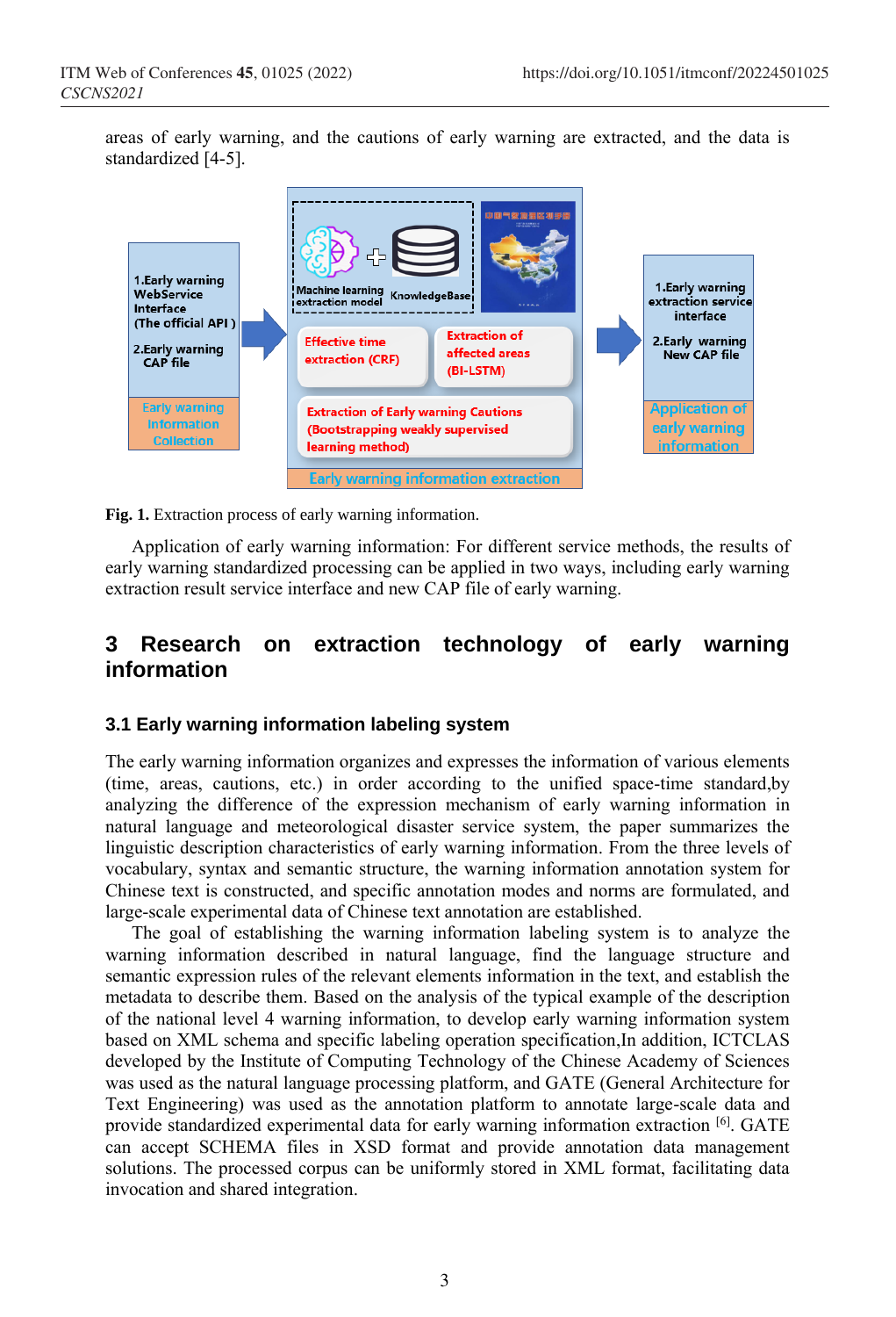areas of early warning, and the cautions of early warning are extracted, and the data is standardized [4-5].

**Fig. 1.** Extraction process of early warning information.

Application of early warning information: For different service methods, the results of early warning standardized processing can be applied in two ways, including early warning extraction result service interface and new CAP file of early warning.

## 3 Research on extraction technology of early warning information

### 3.1 Early warning information labeling system

The early warning information organizes and expresses the information of various elements (time, areas, cautions, etc.) in order according to the unified space-time standard,by analyzing the difference of the expression mechanism of early warning information in natural language and meteorological disaster service system, the paper summarizes the linguistic description characteristics of early warning information. From the three levels of vocabulary, syntax and semantic structure, the warning information annotation system for Chinese text is constructed, and specific annotation modes and norms are formulated, and large-scale experimental data of Chinese text annotation are established.

The goal of establishing the warning information labeling system is to analyze the warning information described in natural language, find the language structure and semantic expression rules of the relevant elements information in the text, and establish the metadata to describe them. Based on the analysis of the typical example of the description of the national level 4 warning information, to develop early warning information system based on XML schema and specific labeling operation specification,In addition, ICTCLAS developed by the Institute of Computing Technology of the Chinese Academy of Sciences was used as the natural language processing platform, and GATE (General Architecture for Text Engineering) was used as the annotation platform to annotate large-scale data and provide standardized experimental data for early warning information extraction [6]. GATE can accept SCHEMA files in XSD format and provide annotation data management solutions. The processed corpus can be uniformly stored in XML format, facilitating data invocation and shared integration.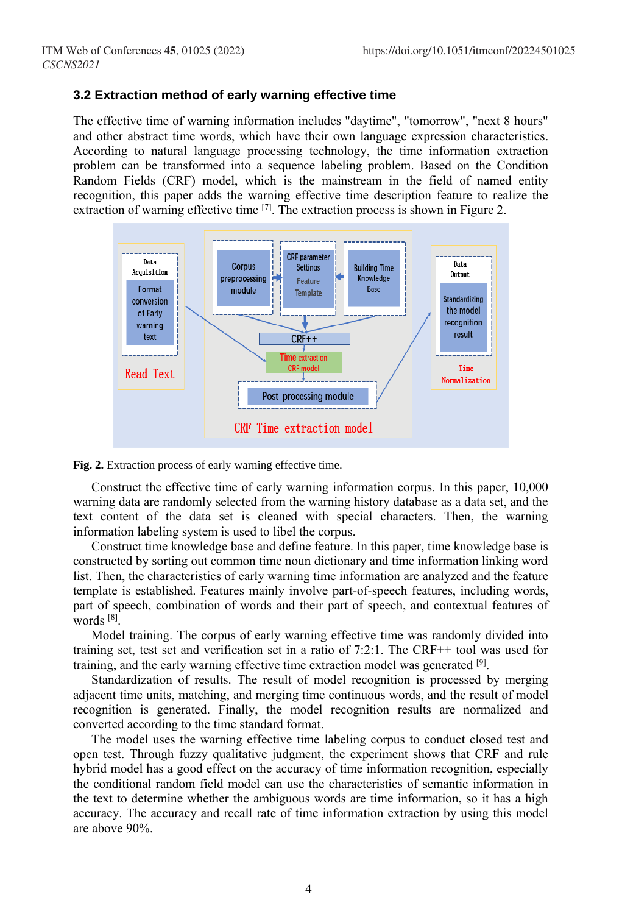### 3.2 Extraction method of early warning effective time

The effective time of warning information includes "daytime", "tomorrow", "next 8 hours" and other abstract time words, which have their own language expression characteristics. According to natural language processing technology, the time information extraction problem can be transformed into a sequence labeling problem. Based on the Condition Random Fields (CRF) model, which is the mainstream in the field of named entity recognition, this paper adds the warning effective time description feature to realize the extraction of warning effective time [7]. The extraction process is shown in Figure 2.

**Fig. 2.** Extraction process of early warning effective time.

Construct the effective time of early warning information corpus. In this paper, 10,000 warning data are randomly selected from the warning history database as a data set, and the text content of the data set is cleaned with special characters. Then, the warning information labeling system is used to libel the corpus.

Construct time knowledge base and define feature. In this paper, time knowledge base is constructed by sorting out common time noun dictionary and time information linking word list. Then, the characteristics of early warning time information are analyzed and the feature template is established. Features mainly involve part-of-speech features, including words, part of speech, combination of words and their part of speech, and contextual features of words [8].

Model training. The corpus of early warning effective time was randomly divided into training set, test set and verification set in a ratio of 7:2:1. The CRF++ tool was used for training, and the early warning effective time extraction model was generated [9].

Standardization of results. The result of model recognition is processed by merging adjacent time units, matching, and merging time continuous words, and the result of model recognition is generated. Finally, the model recognition results are normalized and converted according to the time standard format.

The model uses the warning effective time labeling corpus to conduct closed test and open test. Through fuzzy qualitative judgment, the experiment shows that CRF and rule hybrid model has a good effect on the accuracy of time information recognition, especially the conditional random field model can use the characteristics of semantic information in the text to determine whether the ambiguous words are time information, so it has a high accuracy. The accuracy and recall rate of time information extraction by using this model are above 90%.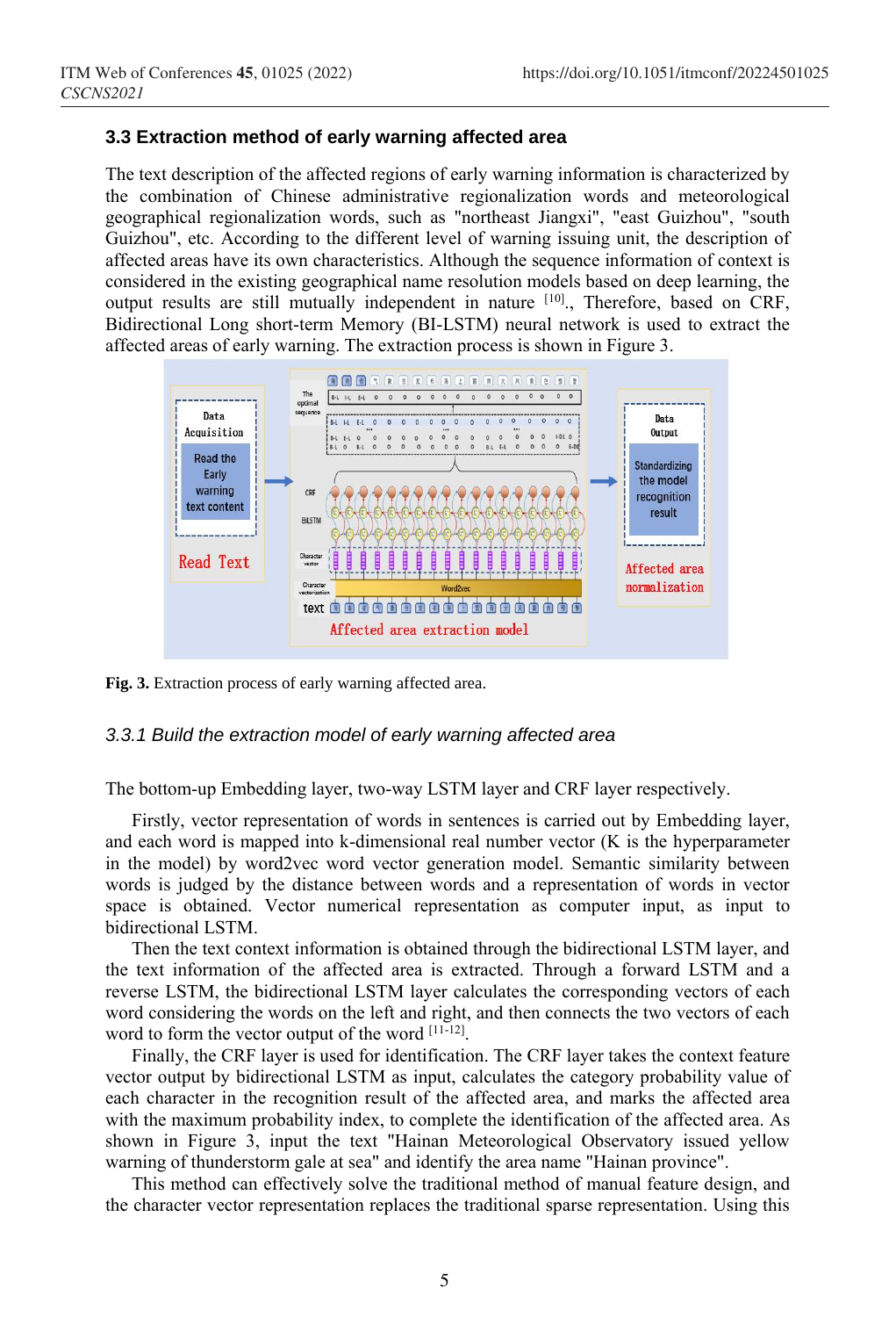### 3.3 Extraction method of early warning affected area

The text description of the affected regions of early warning information is characterized by the combination of Chinese administrative regionalization words and meteorological geographical regionalization words, such as "northeast Jiangxi", "east Guizhou", "south Guizhou", etc. According to the different level of warning issuing unit, the description of affected areas have its own characteristics. Although the sequence information of context is considered in the existing geographical name resolution models based on deep learning, the output results are still mutually independent in nature [10]., Therefore, based on CRF, Bidirectional Long short-term Memory (BI-LSTM) neural network is used to extract the affected areas of early warning. The extraction process is shown in Figure 3.

**Fig. 3.** Extraction process of early warning affected area.

#### 3.3.1 Build the extraction model of early warning affected area

The bottom-up Embedding layer, two-way LSTM layer and CRF layer respectively.

Firstly, vector representation of words in sentences is carried out by Embedding layer, and each word is mapped into k-dimensional real number vector (K is the hyperparameter in the model) by word2vec word vector generation model. Semantic similarity between words is judged by the distance between words and a representation of words in vector space is obtained. Vector numerical representation as computer input, as input to bidirectional LSTM.

Then the text context information is obtained through the bidirectional LSTM layer, and the text information of the affected area is extracted. Through a forward LSTM and a reverse LSTM, the bidirectional LSTM layer calculates the corresponding vectors of each word considering the words on the left and right, and then connects the two vectors of each word to form the vector output of the word [11-12].

Finally, the CRF layer is used for identification. The CRF layer takes the context feature vector output by bidirectional LSTM as input, calculates the category probability value of each character in the recognition result of the affected area, and marks the affected area with the maximum probability index, to complete the identification of the affected area. As shown in Figure 3, input the text "Hainan Meteorological Observatory issued yellow warning of thunderstorm gale at sea" and identify the area name "Hainan province".

This method can effectively solve the traditional method of manual feature design, and the character vector representation replaces the traditional sparse representation. Using this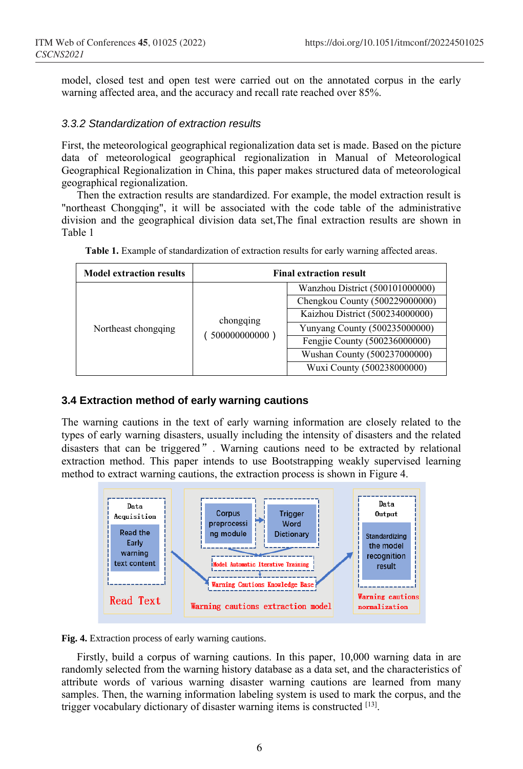model, closed test and open test were carried out on the annotated corpus in the early warning affected area, and the accuracy and recall rate reached over 85%.

### 3.3.2 Standardization of extraction results

First, the meteorological geographical regionalization data set is made. Based on the picture data of meteorological geographical regionalization in Manual of Meteorological Geographical Regionalization in China, this paper makes structured data of meteorological geographical regionalization.

Then the extraction results are standardized. For example, the model extraction result is "northeast Chongqing", it will be associated with the code table of the administrative division and the geographical division data set,The final extraction results are shown in Table 1

**Table 1.** Example of standardization of extraction results for early warning affected areas.

| Model extraction results | Final extraction result | |
|---|---|---|
| Northeast chongqing | chongqing ( 500000000000 ) | Wanzhou District (500101000000) |
| | | Chengkou County (500229000000) |
| | | Kaizhou District (500234000000) |
| | | Yunyang County (500235000000) |
| | | Fengjie County (500236000000) |
| | | Wushan County (500237000000) |
| | | Wuxi County (500238000000) |

## 3.4 Extraction method of early warning cautions

The warning cautions in the text of early warning information are closely related to the types of early warning disasters, usually including the intensity of disasters and the related disasters that can be triggered" . Warning cautions need to be extracted by relational extraction method. This paper intends to use Bootstrapping weakly supervised learning method to extract warning cautions, the extraction process is shown in Figure 4.

**Fig. 4.** Extraction process of early warning cautions.

Firstly, build a corpus of warning cautions. In this paper, 10,000 warning data in are randomly selected from the warning history database as a data set, and the characteristics of attribute words of various warning disaster warning cautions are learned from many samples. Then, the warning information labeling system is used to mark the corpus, and the trigger vocabulary dictionary of disaster warning items is constructed [13].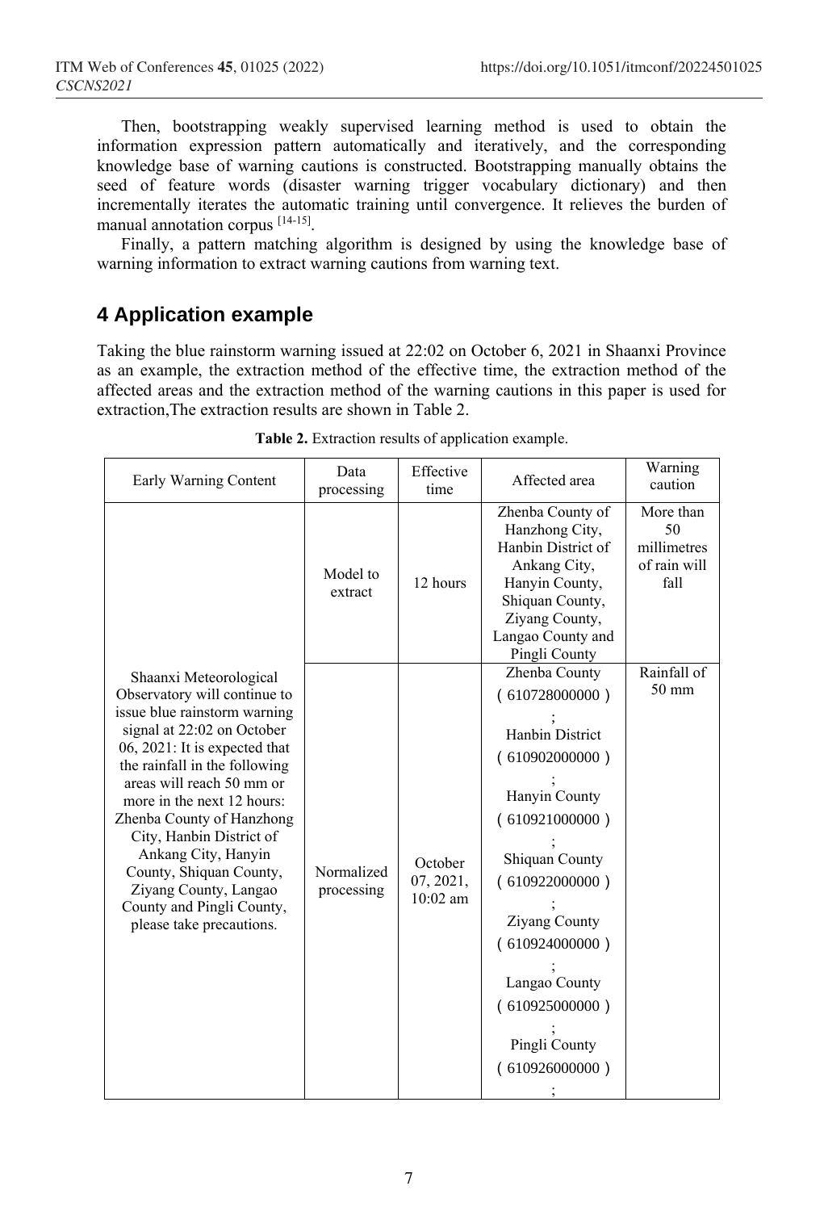Then, bootstrapping weakly supervised learning method is used to obtain the information expression pattern automatically and iteratively, and the corresponding knowledge base of warning cautions is constructed. Bootstrapping manually obtains the seed of feature words (disaster warning trigger vocabulary dictionary) and then incrementally iterates the automatic training until convergence. It relieves the burden of manual annotation corpus [14-15].

Finally, a pattern matching algorithm is designed by using the knowledge base of warning information to extract warning cautions from warning text.

## 4 Application example

Taking the blue rainstorm warning issued at 22:02 on October 6, 2021 in Shaanxi Province as an example, the extraction method of the effective time, the extraction method of the affected areas and the extraction method of the warning cautions in this paper is used for extraction,The extraction results are shown in Table 2.

**Table 2.** Extraction results of application example.

| Early Warning Content | Data processing | Effective time | Affected area | Warning caution |
|---|---|---|---|---|
| Shaanxi Meteorological Observatory will continue to issue blue rainstorm warning signal at 22:02 on October 06, 2021: It is expected that the rainfall in the following areas will reach 50 mm or more in the next 12 hours: Zhenba County of Hanzhong City, Hanbin District of Ankang City, Hanyin County, Shiquan County, Ziyang County, Langao County and Pingli County, please take precautions. | Model to extract | 12 hours | Zhenba County of Hanzhong City, Hanbin District of Ankang City, Hanyin County, Shiquan County, Ziyang County, Langao County and Pingli County | More than 50 millimetres of rain will fall |
| | Normalized processing | October 07, 2021, 10:02 am | Zhenba County （610728000000）; Hanbin District （610902000000）; Hanyin County （610921000000）; Shiquan County （610922000000）; Ziyang County （610924000000）; Langao County （610925000000）; Pingli County （610926000000）; | Rainfall of 50 mm |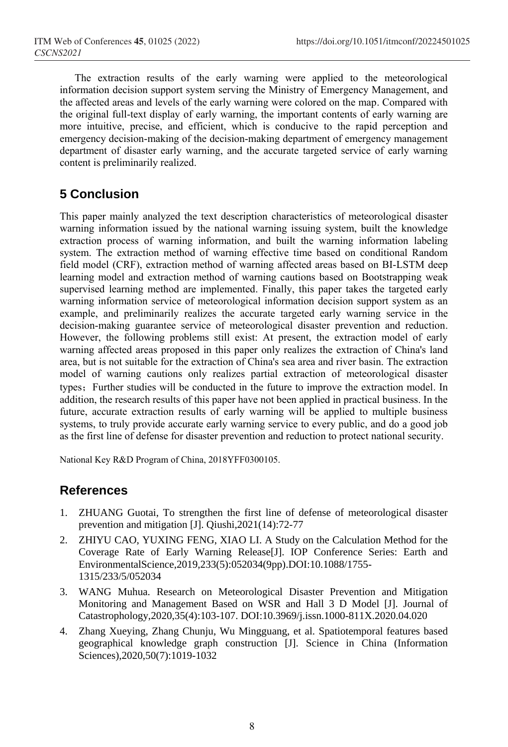The extraction results of the early warning were applied to the meteorological information decision support system serving the Ministry of Emergency Management, and the affected areas and levels of the early warning were colored on the map. Compared with the original full-text display of early warning, the important contents of early warning are more intuitive, precise, and efficient, which is conducive to the rapid perception and emergency decision-making of the decision-making department of emergency management department of disaster early warning, and the accurate targeted service of early warning content is preliminarily realized.

## 5 Conclusion

This paper mainly analyzed the text description characteristics of meteorological disaster warning information issued by the national warning issuing system, built the knowledge extraction process of warning information, and built the warning information labeling system. The extraction method of warning effective time based on conditional Random field model (CRF), extraction method of warning affected areas based on BI-LSTM deep learning model and extraction method of warning cautions based on Bootstrapping weak supervised learning method are implemented. Finally, this paper takes the targeted early warning information service of meteorological information decision support system as an example, and preliminarily realizes the accurate targeted early warning service in the decision-making guarantee service of meteorological disaster prevention and reduction. However, the following problems still exist: At present, the extraction model of early warning affected areas proposed in this paper only realizes the extraction of China's land area, but is not suitable for the extraction of China's sea area and river basin. The extraction model of warning cautions only realizes partial extraction of meteorological disaster types；Further studies will be conducted in the future to improve the extraction model. In addition, the research results of this paper have not been applied in practical business. In the future, accurate extraction results of early warning will be applied to multiple business systems, to truly provide accurate early warning service to every public, and do a good job as the first line of defense for disaster prevention and reduction to protect national security.

National Key R&D Program of China, 2018YFF0300105.

## References

1. ZHUANG Guotai, To strengthen the first line of defense of meteorological disaster prevention and mitigation [J]. Qiushi,2021(14):72-77
2. ZHIYU CAO, YUXING FENG, XIAO LI. A Study on the Calculation Method for the Coverage Rate of Early Warning Release[J]. IOP Conference Series: Earth and EnvironmentalScience,2019,233(5):052034(9pp).DOI:10.1088/1755-1315/233/5/052034
3. WANG Muhua. Research on Meteorological Disaster Prevention and Mitigation Monitoring and Management Based on WSR and Hall 3 D Model [J]. Journal of Catastrophology,2020,35(4):103-107. DOI:10.3969/j.issn.1000-811X.2020.04.020
4. Zhang Xueying, Zhang Chunju, Wu Mingguang, et al. Spatiotemporal features based geographical knowledge graph construction [J]. Science in China (Information Sciences),2020,50(7):1019-1032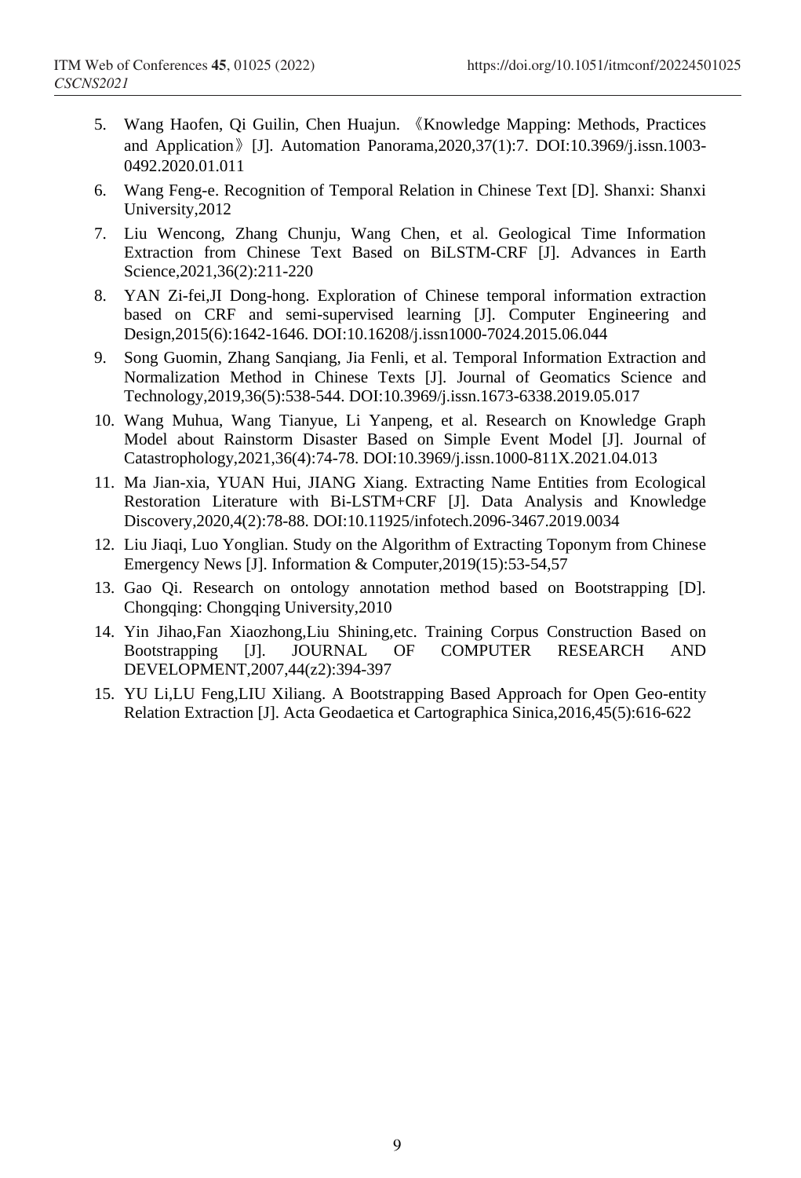5. Wang Haofen, Qi Guilin, Chen Huajun. 《Knowledge Mapping: Methods, Practices and Application》[J]. Automation Panorama,2020,37(1):7. DOI:10.3969/j.issn.1003-0492.2020.01.011
6. Wang Feng-e. Recognition of Temporal Relation in Chinese Text [D]. Shanxi: Shanxi University,2012
7. Liu Wencong, Zhang Chunju, Wang Chen, et al. Geological Time Information Extraction from Chinese Text Based on BiLSTM-CRF [J]. Advances in Earth Science,2021,36(2):211-220
8. YAN Zi-fei,JI Dong-hong. Exploration of Chinese temporal information extraction based on CRF and semi-supervised learning [J]. Computer Engineering and Design,2015(6):1642-1646. DOI:10.16208/j.issn1000-7024.2015.06.044
9. Song Guomin, Zhang Sanqiang, Jia Fenli, et al. Temporal Information Extraction and Normalization Method in Chinese Texts [J]. Journal of Geomatics Science and Technology,2019,36(5):538-544. DOI:10.3969/j.issn.1673-6338.2019.05.017
10. Wang Muhua, Wang Tianyue, Li Yanpeng, et al. Research on Knowledge Graph Model about Rainstorm Disaster Based on Simple Event Model [J]. Journal of Catastrophology,2021,36(4):74-78. DOI:10.3969/j.issn.1000-811X.2021.04.013
11. Ma Jian-xia, YUAN Hui, JIANG Xiang. Extracting Name Entities from Ecological Restoration Literature with Bi-LSTM+CRF [J]. Data Analysis and Knowledge Discovery,2020,4(2):78-88. DOI:10.11925/infotech.2096-3467.2019.0034
12. Liu Jiaqi, Luo Yonglian. Study on the Algorithm of Extracting Toponym from Chinese Emergency News [J]. Information & Computer,2019(15):53-54,57
13. Gao Qi. Research on ontology annotation method based on Bootstrapping [D]. Chongqing: Chongqing University,2010
14. Yin Jihao,Fan Xiaozhong,Liu Shining,etc. Training Corpus Construction Based on Bootstrapping [J]. JOURNAL OF COMPUTER RESEARCH AND DEVELOPMENT,2007,44(z2):394-397
15. YU Li,LU Feng,LIU Xiliang. A Bootstrapping Based Approach for Open Geo-entity Relation Extraction [J]. Acta Geodaetica et Cartographica Sinica,2016,45(5):616-622